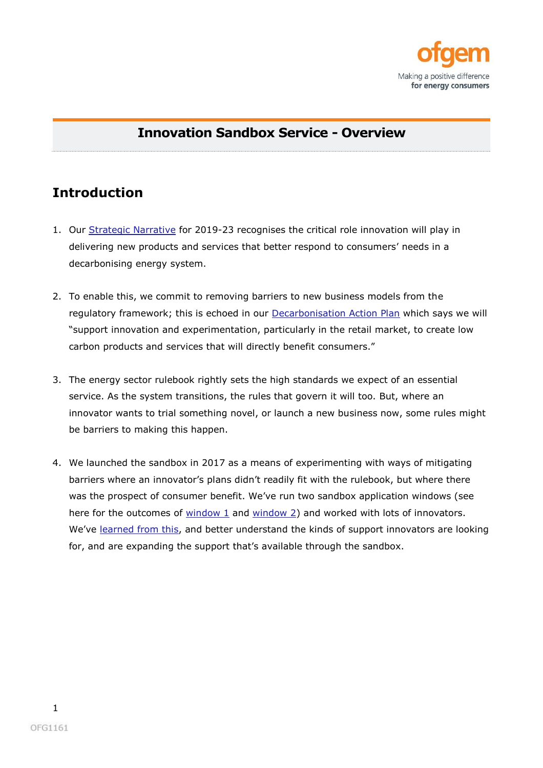# Innovation Sandbox Service - Overview

## Introduction

1. Our Strategic Narrative for 2019-23 recognises the critical role innovation will play in delivering new products and services that better respond to consumers' needs in a decarbonising energy system.

2. To enable this, we commit to removing barriers to new business models from the regulatory framework; this is echoed in our Decarbonisation Action Plan which says we will "support innovation and experimentation, particularly in the retail market, to create low carbon products and services that will directly benefit consumers."

3. The energy sector rulebook rightly sets the high standards we expect of an essential service. As the system transitions, the rules that govern it will too. But, where an innovator wants to trial something novel, or launch a new business now, some rules might be barriers to making this happen.

4. We launched the sandbox in 2017 as a means of experimenting with ways of mitigating barriers where an innovator's plans didn't readily fit with the rulebook, but where there was the prospect of consumer benefit. We've run two sandbox application windows (see here for the outcomes of window 1 and window 2) and worked with lots of innovators. We've learned from this, and better understand the kinds of support innovators are looking for, and are expanding the support that's available through the sandbox.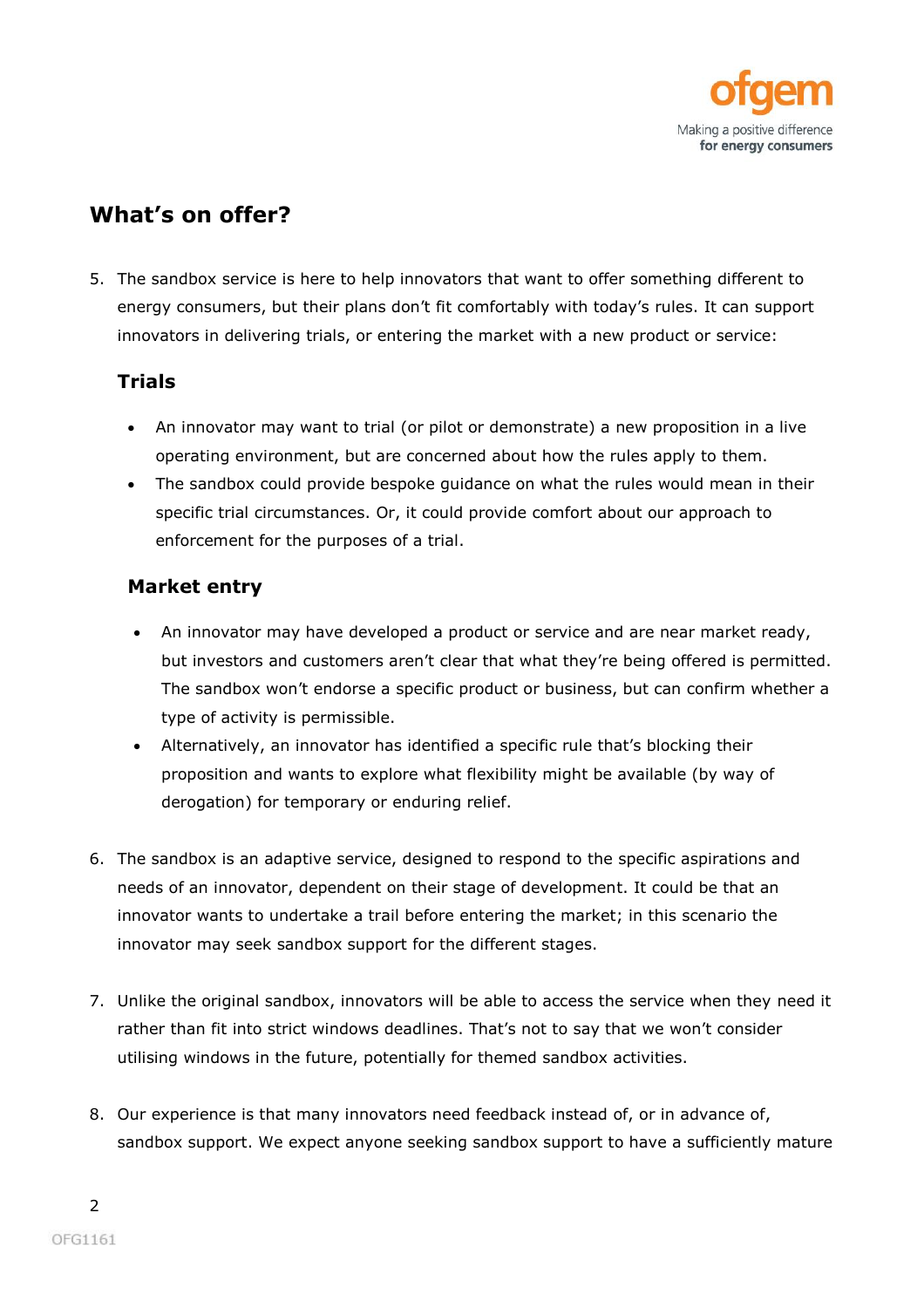## What's on offer?

5. The sandbox service is here to help innovators that want to offer something different to energy consumers, but their plans don't fit comfortably with today's rules. It can support innovators in delivering trials, or entering the market with a new product or service:

### Trials

- An innovator may want to trial (or pilot or demonstrate) a new proposition in a live operating environment, but are concerned about how the rules apply to them.
- The sandbox could provide bespoke guidance on what the rules would mean in their specific trial circumstances. Or, it could provide comfort about our approach to enforcement for the purposes of a trial.

### Market entry

- An innovator may have developed a product or service and are near market ready, but investors and customers aren't clear that what they're being offered is permitted. The sandbox won't endorse a specific product or business, but can confirm whether a type of activity is permissible.
- Alternatively, an innovator has identified a specific rule that's blocking their proposition and wants to explore what flexibility might be available (by way of derogation) for temporary or enduring relief.

6. The sandbox is an adaptive service, designed to respond to the specific aspirations and needs of an innovator, dependent on their stage of development. It could be that an innovator wants to undertake a trail before entering the market; in this scenario the innovator may seek sandbox support for the different stages.

7. Unlike the original sandbox, innovators will be able to access the service when they need it rather than fit into strict windows deadlines. That's not to say that we won't consider utilising windows in the future, potentially for themed sandbox activities.

8. Our experience is that many innovators need feedback instead of, or in advance of, sandbox support. We expect anyone seeking sandbox support to have a sufficiently mature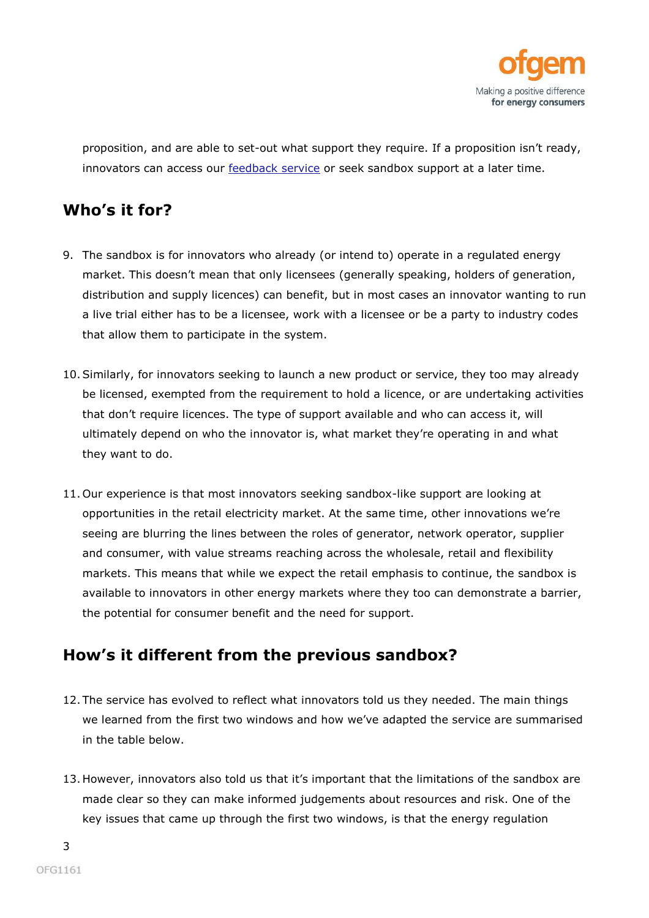proposition, and are able to set-out what support they require. If a proposition isn't ready, innovators can access our [feedback service]() or seek sandbox support at a later time.

## Who's it for?

9. The sandbox is for innovators who already (or intend to) operate in a regulated energy market. This doesn't mean that only licensees (generally speaking, holders of generation, distribution and supply licences) can benefit, but in most cases an innovator wanting to run a live trial either has to be a licensee, work with a licensee or be a party to industry codes that allow them to participate in the system.

10. Similarly, for innovators seeking to launch a new product or service, they too may already be licensed, exempted from the requirement to hold a licence, or are undertaking activities that don't require licences. The type of support available and who can access it, will ultimately depend on who the innovator is, what market they're operating in and what they want to do.

11. Our experience is that most innovators seeking sandbox-like support are looking at opportunities in the retail electricity market. At the same time, other innovations we're seeing are blurring the lines between the roles of generator, network operator, supplier and consumer, with value streams reaching across the wholesale, retail and flexibility markets. This means that while we expect the retail emphasis to continue, the sandbox is available to innovators in other energy markets where they too can demonstrate a barrier, the potential for consumer benefit and the need for support.

## How's it different from the previous sandbox?

12. The service has evolved to reflect what innovators told us they needed. The main things we learned from the first two windows and how we've adapted the service are summarised in the table below.

13. However, innovators also told us that it's important that the limitations of the sandbox are made clear so they can make informed judgements about resources and risk. One of the key issues that came up through the first two windows, is that the energy regulation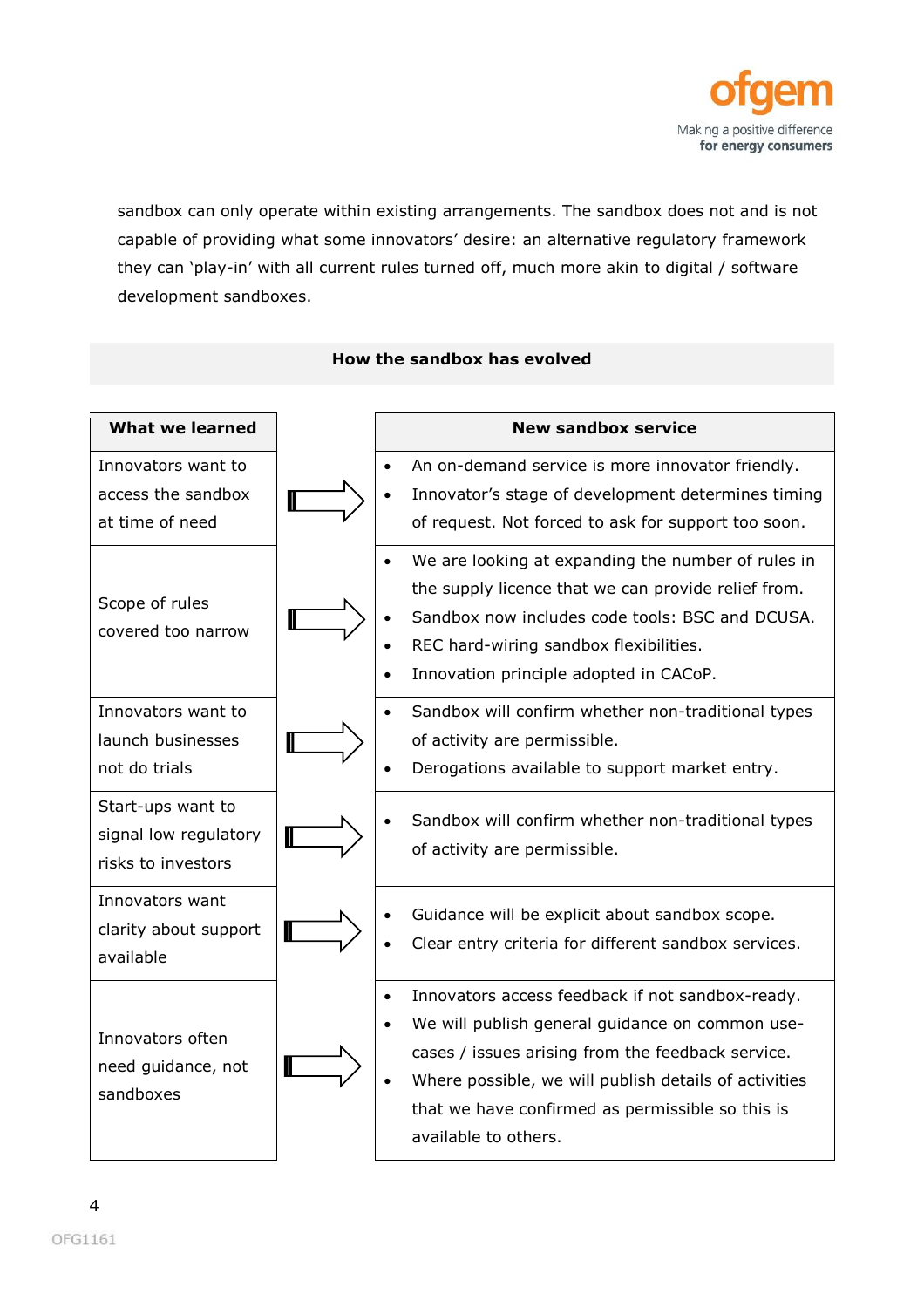sandbox can only operate within existing arrangements. The sandbox does not and is not capable of providing what some innovators' desire: an alternative regulatory framework they can 'play-in' with all current rules turned off, much more akin to digital / software development sandboxes.

**How the sandbox has evolved**

| What we learned | | New sandbox service |
|---|---|---|
| Innovators want to access the sandbox at time of need | ⇨ | • An on-demand service is more innovator friendly.<br>• Innovator's stage of development determines timing of request. Not forced to ask for support too soon. |
| Scope of rules covered too narrow | ⇨ | • We are looking at expanding the number of rules in the supply licence that we can provide relief from.<br>• Sandbox now includes code tools: BSC and DCUSA.<br>• REC hard-wiring sandbox flexibilities.<br>• Innovation principle adopted in CACoP. |
| Innovators want to launch businesses not do trials | ⇨ | • Sandbox will confirm whether non-traditional types of activity are permissible.<br>• Derogations available to support market entry. |
| Start-ups want to signal low regulatory risks to investors | ⇨ | • Sandbox will confirm whether non-traditional types of activity are permissible. |
| Innovators want clarity about support available | ⇨ | • Guidance will be explicit about sandbox scope.<br>• Clear entry criteria for different sandbox services. |
| Innovators often need guidance, not sandboxes | ⇨ | • Innovators access feedback if not sandbox-ready.<br>• We will publish general guidance on common use-cases / issues arising from the feedback service.<br>• Where possible, we will publish details of activities that we have confirmed as permissible so this is available to others. |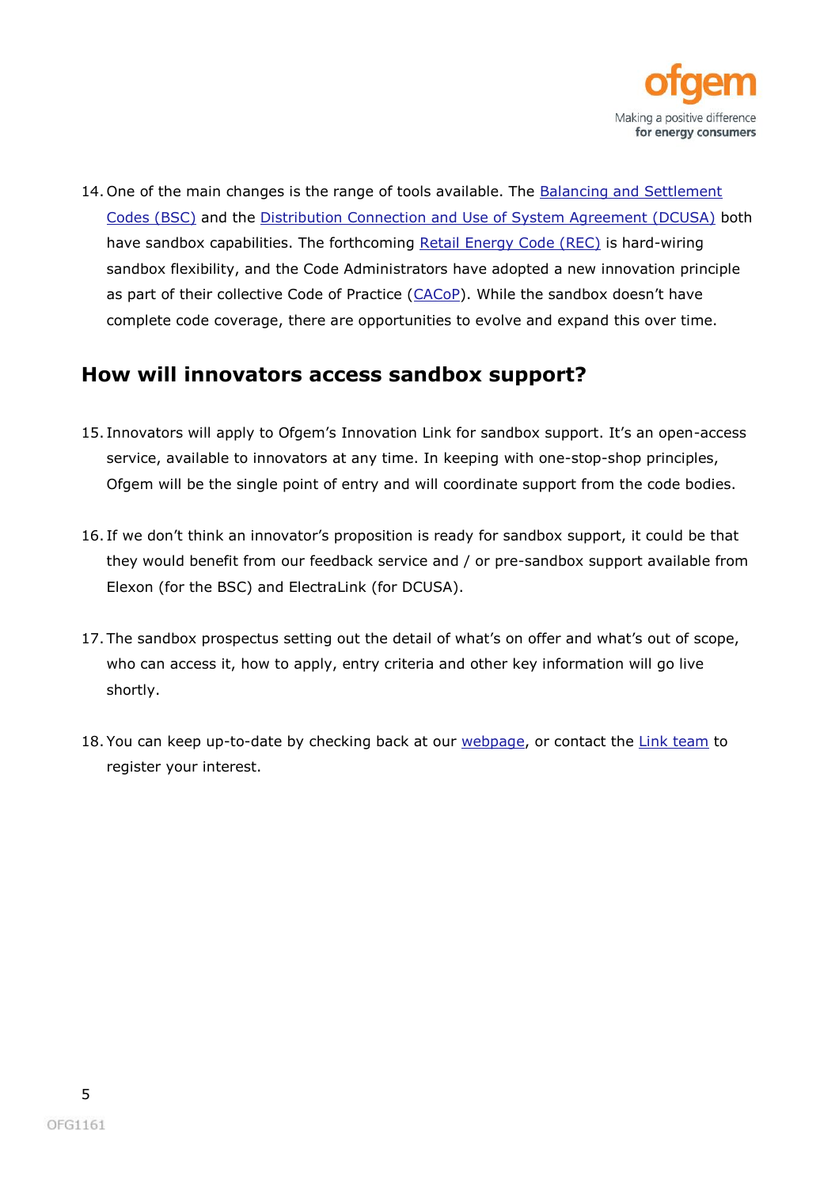14. One of the main changes is the range of tools available. The Balancing and Settlement Codes (BSC) and the Distribution Connection and Use of System Agreement (DCUSA) both have sandbox capabilities. The forthcoming Retail Energy Code (REC) is hard-wiring sandbox flexibility, and the Code Administrators have adopted a new innovation principle as part of their collective Code of Practice (CACoP). While the sandbox doesn't have complete code coverage, there are opportunities to evolve and expand this over time.

## How will innovators access sandbox support?

15. Innovators will apply to Ofgem's Innovation Link for sandbox support. It's an open-access service, available to innovators at any time. In keeping with one-stop-shop principles, Ofgem will be the single point of entry and will coordinate support from the code bodies.

16. If we don't think an innovator's proposition is ready for sandbox support, it could be that they would benefit from our feedback service and / or pre-sandbox support available from Elexon (for the BSC) and ElectraLink (for DCUSA).

17. The sandbox prospectus setting out the detail of what's on offer and what's out of scope, who can access it, how to apply, entry criteria and other key information will go live shortly.

18. You can keep up-to-date by checking back at our webpage, or contact the Link team to register your interest.